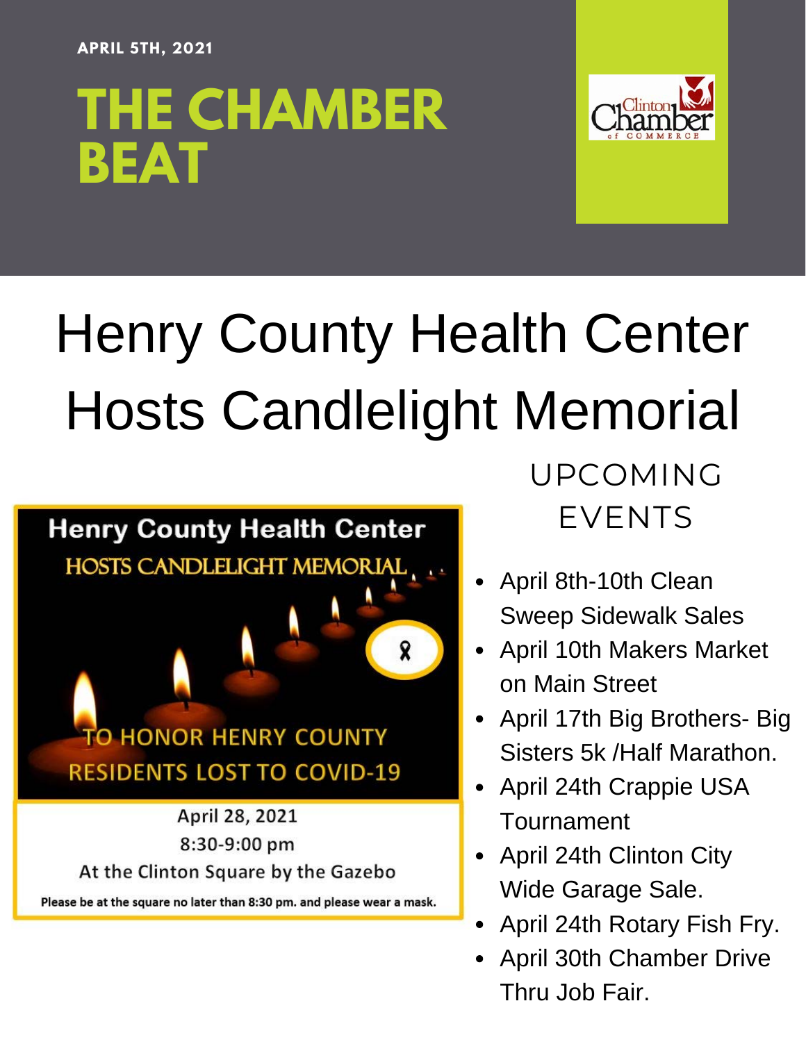APRIL 5TH, 2021

# THE CHAMBER BEAT

Clinton Chamber of Commerce

# Henry County Health Center Hosts Candlelight Memorial

**Henry County Health Center**

HOSTS CANDLELIGHT MEMORIAL

TO HONOR HENRY COUNTY RESIDENTS LOST TO COVID-19

April 28, 2021

8:30-9:00 pm

At the Clinton Square by the Gazebo

Please be at the square no later than 8:30 pm. and please wear a mask.

## UPCOMING EVENTS

- April 8th-10th Clean Sweep Sidewalk Sales
- April 10th Makers Market on Main Street
- April 17th Big Brothers- Big Sisters 5k /Half Marathon.
- April 24th Crappie USA Tournament
- April 24th Clinton City Wide Garage Sale.
- April 24th Rotary Fish Fry.
- April 30th Chamber Drive Thru Job Fair.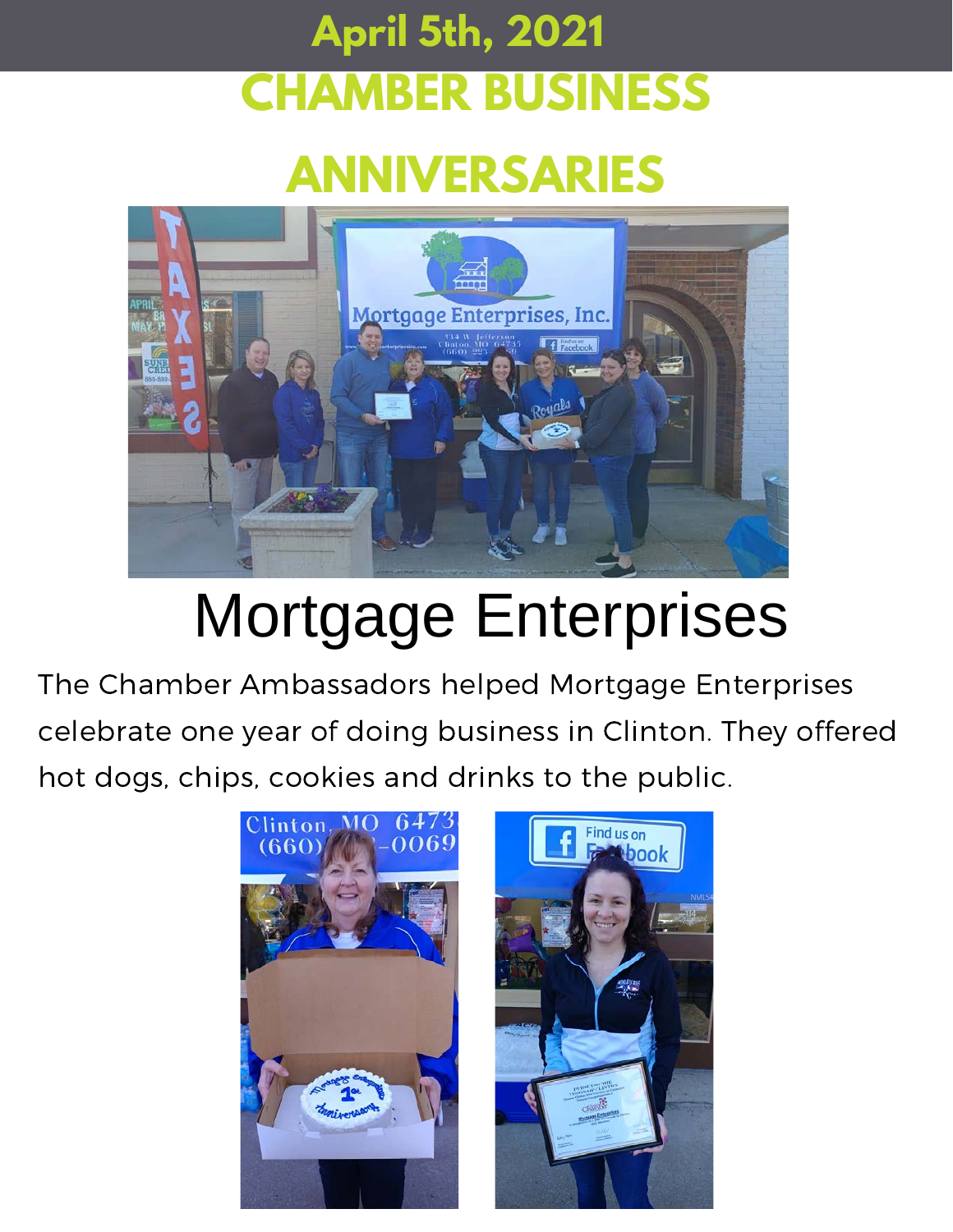April 5th, 2021

# CHAMBER BUSINESS ANNIVERSARIES

## Mortgage Enterprises

The Chamber Ambassadors helped Mortgage Enterprises celebrate one year of doing business in Clinton. They offered hot dogs, chips, cookies and drinks to the public.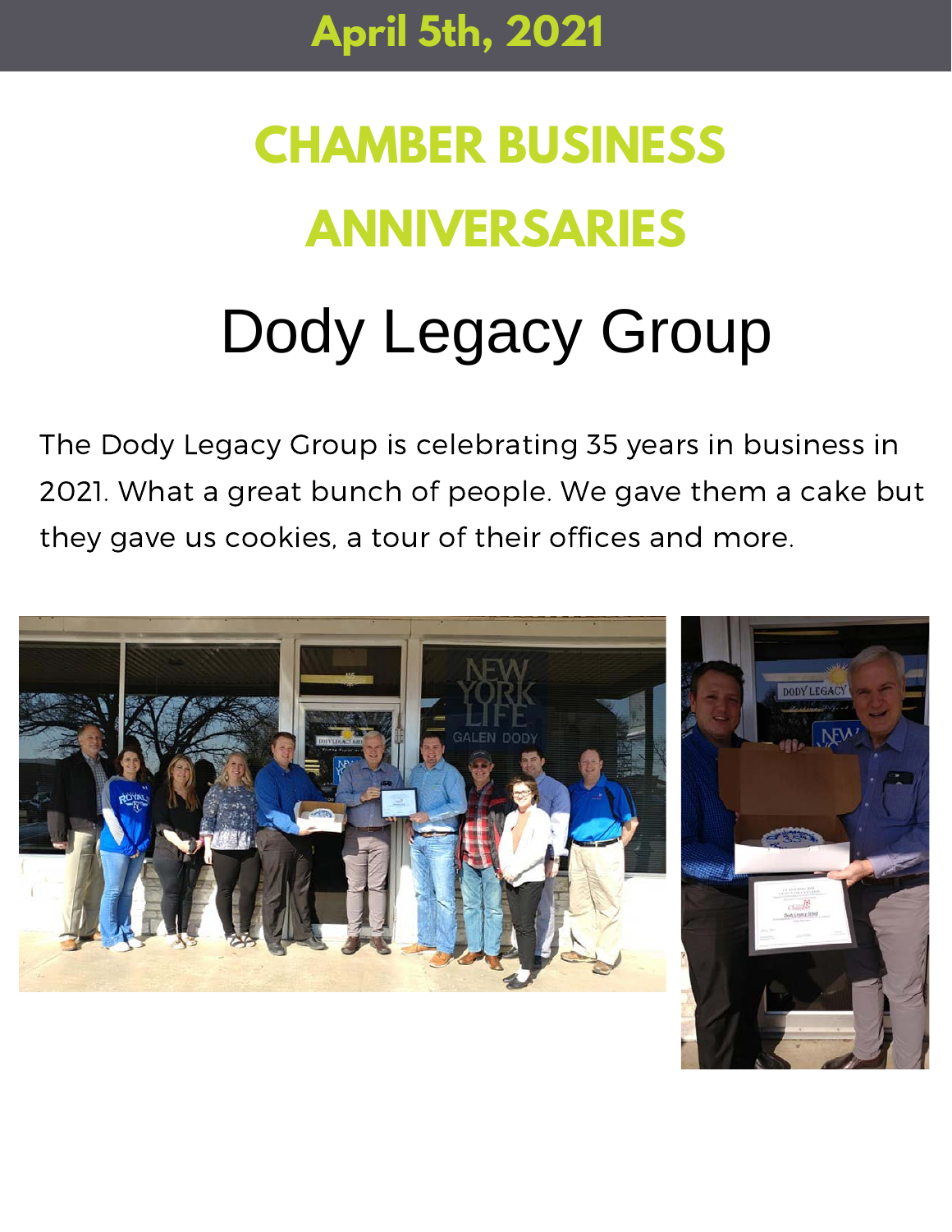## April 5th, 2021

# CHAMBER BUSINESS ANNIVERSARIES

## Dody Legacy Group

The Dody Legacy Group is celebrating 35 years in business in 2021. What a great bunch of people. We gave them a cake but they gave us cookies, a tour of their offices and more.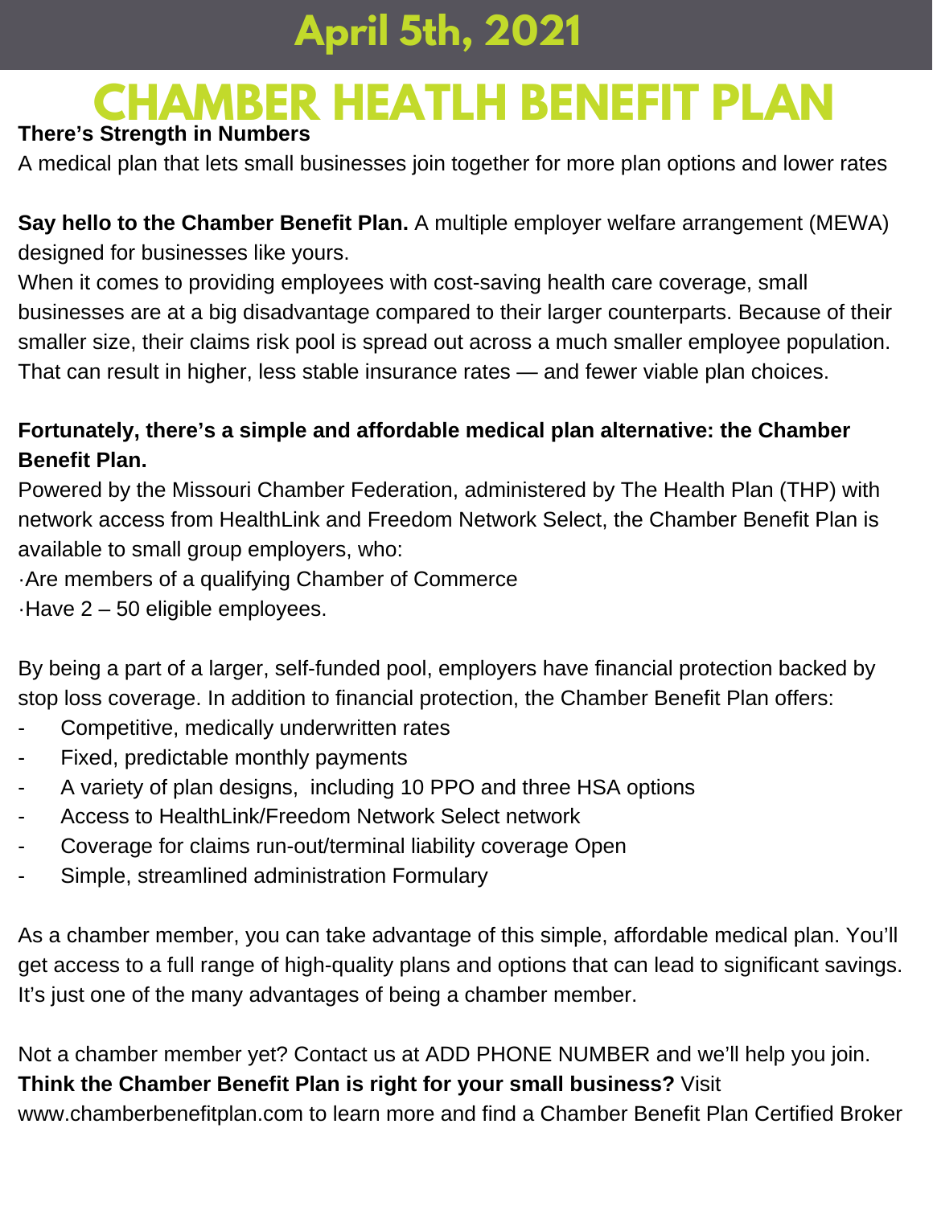# April 5th, 2021

# CHAMBER HEATLH BENEFIT PLAN

**There's Strength in Numbers**

A medical plan that lets small businesses join together for more plan options and lower rates

**Say hello to the Chamber Benefit Plan.** A multiple employer welfare arrangement (MEWA) designed for businesses like yours.

When it comes to providing employees with cost-saving health care coverage, small businesses are at a big disadvantage compared to their larger counterparts. Because of their smaller size, their claims risk pool is spread out across a much smaller employee population. That can result in higher, less stable insurance rates — and fewer viable plan choices.

**Fortunately, there's a simple and affordable medical plan alternative: the Chamber Benefit Plan.**

Powered by the Missouri Chamber Federation, administered by The Health Plan (THP) with network access from HealthLink and Freedom Network Select, the Chamber Benefit Plan is available to small group employers, who:

·Are members of a qualifying Chamber of Commerce

·Have 2 – 50 eligible employees.

By being a part of a larger, self-funded pool, employers have financial protection backed by stop loss coverage. In addition to financial protection, the Chamber Benefit Plan offers:

- Competitive, medically underwritten rates
- Fixed, predictable monthly payments
- A variety of plan designs, including 10 PPO and three HSA options
- Access to HealthLink/Freedom Network Select network
- Coverage for claims run-out/terminal liability coverage Open
- Simple, streamlined administration Formulary

As a chamber member, you can take advantage of this simple, affordable medical plan. You'll get access to a full range of high-quality plans and options that can lead to significant savings. It's just one of the many advantages of being a chamber member.

Not a chamber member yet? Contact us at ADD PHONE NUMBER and we'll help you join.

**Think the Chamber Benefit Plan is right for your small business?** Visit www.chamberbenefitplan.com to learn more and find a Chamber Benefit Plan Certified Broker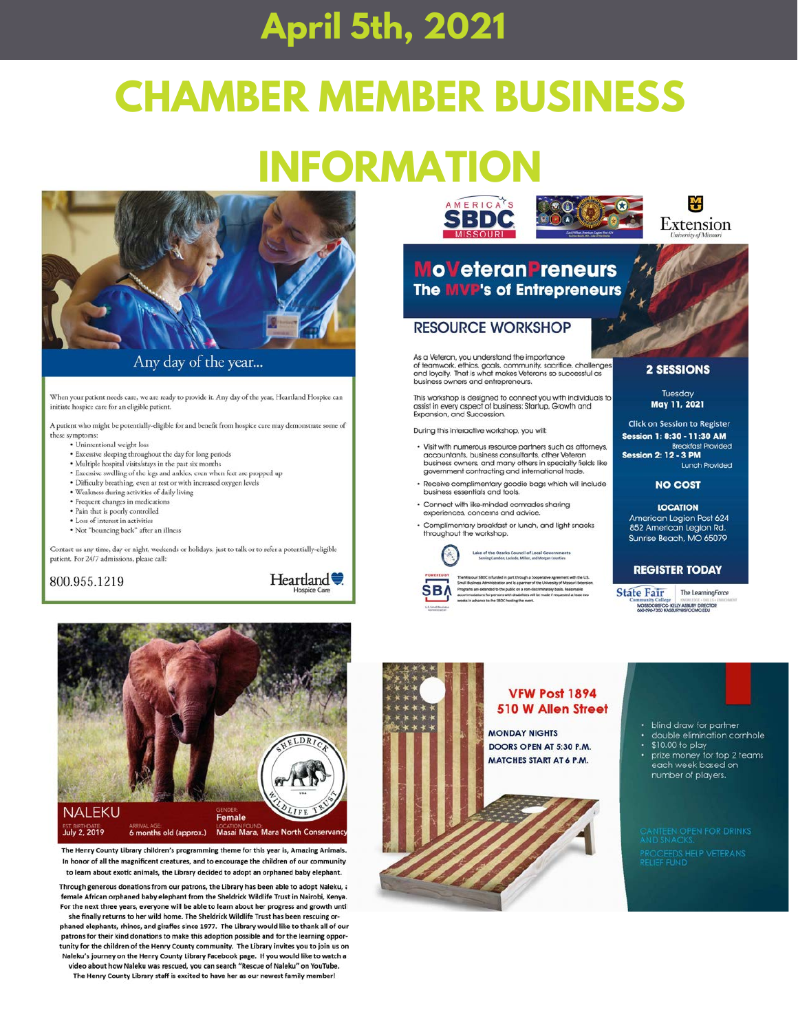# April 5th, 2021

# CHAMBER MEMBER BUSINESS INFORMATION

## Any day of the year...

When your patient needs care, we are ready to provide it. Any day of the year, Heartland Hospice can initiate hospice care for an eligible patient.

A patient who might be potentially-eligible for and benefit from hospice care may demonstrate some of these symptoms:

- Unintentional weight loss
- Excessive sleeping throughout the day for long periods
- Multiple hospital visits/stays in the past six months
- Excessive swelling of the legs and ankles, even when feet are propped up
- Difficulty breathing, even at rest or with increased oxygen levels
- Weakness during activities of daily living
- Frequent changes in medications
- Pain that is poorly controlled
- Loss of interest in activities
- Not "bouncing back" after an illness

Contact us any time, day or night, weekends or holidays, just to talk or to refer a potentially-eligible patient. For 24/7 admissions, please call:

800.955.1219

Heartland Hospice Care

---

America's SBDC Missouri | Extension University of Missouri

## MoVeteranPreneurs
### The MVP's of Entrepreneurs

### RESOURCE WORKSHOP

As a Veteran, you understand the importance of teamwork, ethics, goals, community, sacrifice, challenges and loyalty. That is what makes Veterans so successful as business owners and entrepreneurs.

This workshop is designed to connect you with individuals to assist in every aspect of business: Startup, Growth and Expansion, and Succession.

During this interactive workshop, you will:

- Visit with numerous resource partners such as attorneys, accountants, business consultants, other Veteran business owners, and many others in specialty fields like government contracting and international trade.
- Receive complimentary goodie bags which will include business essentials and tools.
- Connect with like-minded comrades sharing experiences, concerns and advice.
- Complimentary breakfast or lunch, and light snacks throughout the workshop.

**2 SESSIONS**

Tuesday
**May 11, 2021**

Click on Session to Register
**Session 1: 8:30 - 11:30 AM**
Breakfast Provided
**Session 2: 12 - 3 PM**
Lunch Provided

**NO COST**

**LOCATION**
American Legion Post 624
852 American Legion Rd.
Sunrise Beach, MO 65079

**REGISTER TODAY**

Lake of the Ozarks Council of Local Governments — Serving Camden, Laclede, Miller, and Morgan Counties

The Missouri SBDC is funded in part through a Cooperative Agreement with the U.S. Small Business Administration and is a partner of the University of Missouri Extension. Programs are extended to the public on a non-discriminatory basis. Reasonable accommodations for persons with disabilities will be made if requested at least two weeks in advance to the SBDC hosting the event.

State Fair Community College | The LearningForce
NOSBDC@SFCC: KELLY ASBURY DIRECTOR 660-596-7350 KASBURY@SFCCMO.EDU

---

**NALEKU**
Est. Birthdate: July 2, 2019 | Arrival Age: 6 months old (approx.) | Gender: Female | Location Found: Masai Mara, Mara North Conservancy

The Henry County Library children's programming theme for this year is, Amazing Animals. In honor of all the magnificent creatures, and to encourage the children of our community to learn about exotic animals, the Library decided to adopt an orphaned baby elephant.

Through generous donations from our patrons, the Library has been able to adopt Naleku, a female African orphaned baby elephant from the Sheldrick Wildlife Trust in Nairobi, Kenya. For the next three years, everyone will be able to learn about her progress and growth until she finally returns to her wild home. The Sheldrick Wildlife Trust has been rescuing orphaned elephants, rhinos, and giraffes since 1977. The Library would like to thank all of our patrons for their kind donations to make this adoption possible and for the learning opportunity for the children of the Henry County community. The Library invites you to join us on Naleku's journey on the Henry County Library Facebook page. If you would like to watch a video about how Naleku was rescued, you can search "Rescue of Naleku" on YouTube. The Henry County Library staff is excited to have her as our newest family member!

---

**VFW Post 1894**
**510 W Allen Street**

MONDAY NIGHTS
DOORS OPEN AT 5:30 P.M.
MATCHES START AT 6 P.M.

- blind draw for partner
- double elimination cornhole
- $10.00 to play
- prize money for top 2 teams each week based on number of players.

CANTEEN OPEN FOR DRINKS AND SNACKS.

PROCEEDS HELP VETERANS RELIEF FUND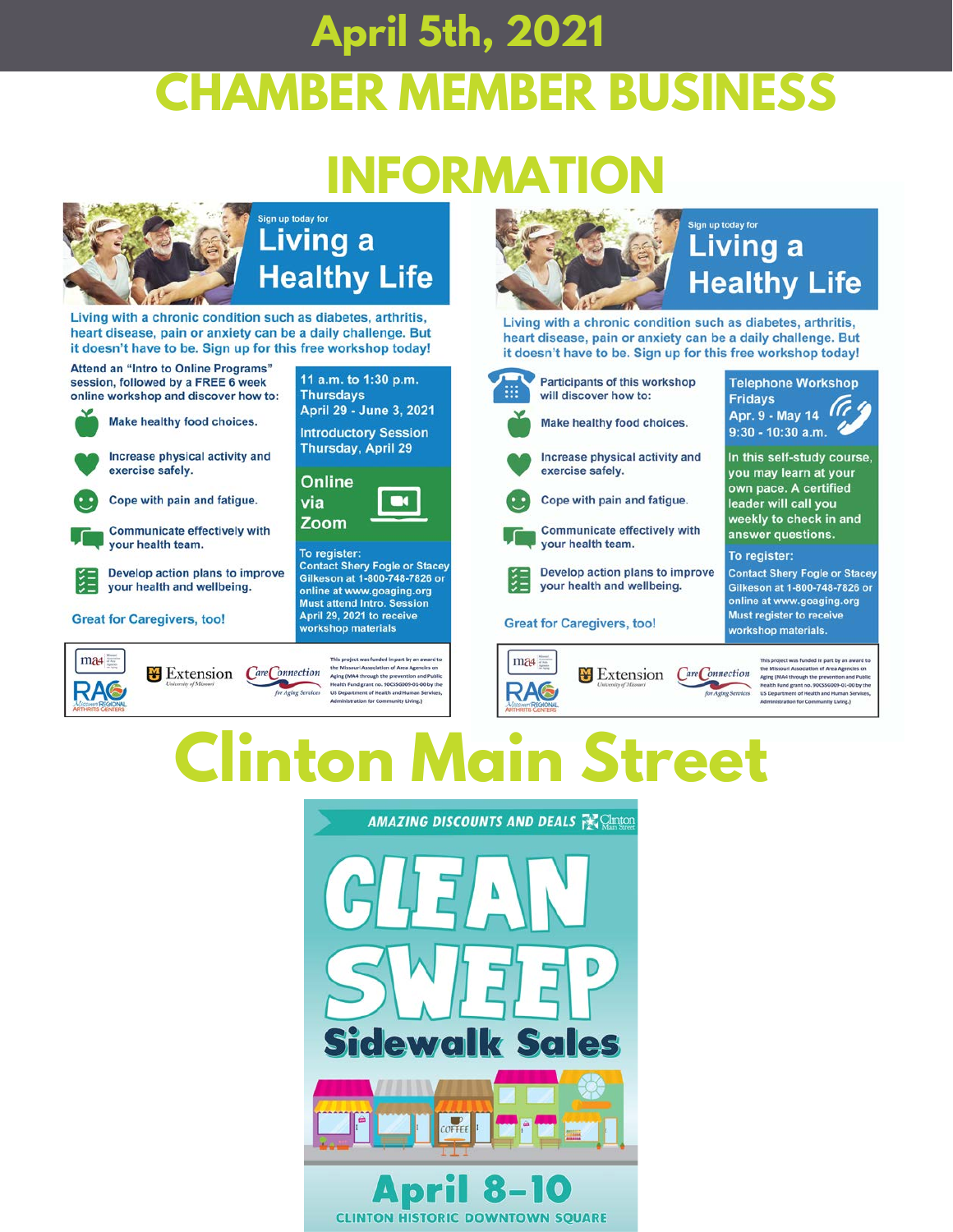# April 5th, 2021

# CHAMBER MEMBER BUSINESS INFORMATION

Sign up today for

## Living a Healthy Life

Living with a chronic condition such as diabetes, arthritis, heart disease, pain or anxiety can be a daily challenge. But it doesn't have to be. Sign up for this free workshop today!

Attend an "Intro to Online Programs" session, followed by a FREE 6 week online workshop and discover how to:

- Make healthy food choices.
- Increase physical activity and exercise safely.
- Cope with pain and fatigue.
- Communicate effectively with your health team.
- Develop action plans to improve your health and wellbeing.

Great for Caregivers, too!

11 a.m. to 1:30 p.m.
Thursdays
April 29 - June 3, 2021

Introductory Session
Thursday, April 29

**Online via Zoom**

To register:
Contact Shery Fogle or Stacey Gilkeson at 1-800-748-7826 or online at www.goaging.org
Must attend Intro. Session April 29, 2021 to receive workshop materials

ma4 | RAC Missouri Regional Arthritis Centers | Extension University of Missouri | Care Connection for Aging Services

This project was funded in part by an award to the Missouri Association of Area Agencies on Aging (MA4) through the prevention and Public Health Fund grant no. 90CSSG0009-01-00 by the US Department of Health and Human Services, Administration for Community Living.)

Sign up today for

## Living a Healthy Life

Living with a chronic condition such as diabetes, arthritis, heart disease, pain or anxiety can be a daily challenge. But it doesn't have to be. Sign up for this free workshop today!

Participants of this workshop will discover how to:

- Make healthy food choices.
- Increase physical activity and exercise safely.
- Cope with pain and fatigue.
- Communicate effectively with your health team.
- Develop action plans to improve your health and wellbeing.

Great for Caregivers, too!

Telephone Workshop
Fridays
Apr. 9 - May 14
9:30 - 10:30 a.m.

In this self-study course, you may learn at your own pace. A certified leader will call you weekly to check in and answer questions.

To register:
Contact Shery Fogle or Stacey Gilkeson at 1-800-748-7826 or online at www.goaging.org
Must register to receive workshop materials.

ma4 | RAC Missouri Regional Arthritis Centers | Extension University of Missouri | Care Connection for Aging Services

This project was funded in part by an award to the Missouri Association of Area Agencies on Aging (MA4) through the prevention and Public Health Fund grant no. 90CSSG0009-01-00 by the US Department of Health and Human Services, Administration for Community Living.)

# Clinton Main Street

AMAZING DISCOUNTS AND DEALS — Clinton Main Street

## CLEAN SWEEP

### Sidewalk Sales

**April 8–10**

CLINTON HISTORIC DOWNTOWN SQUARE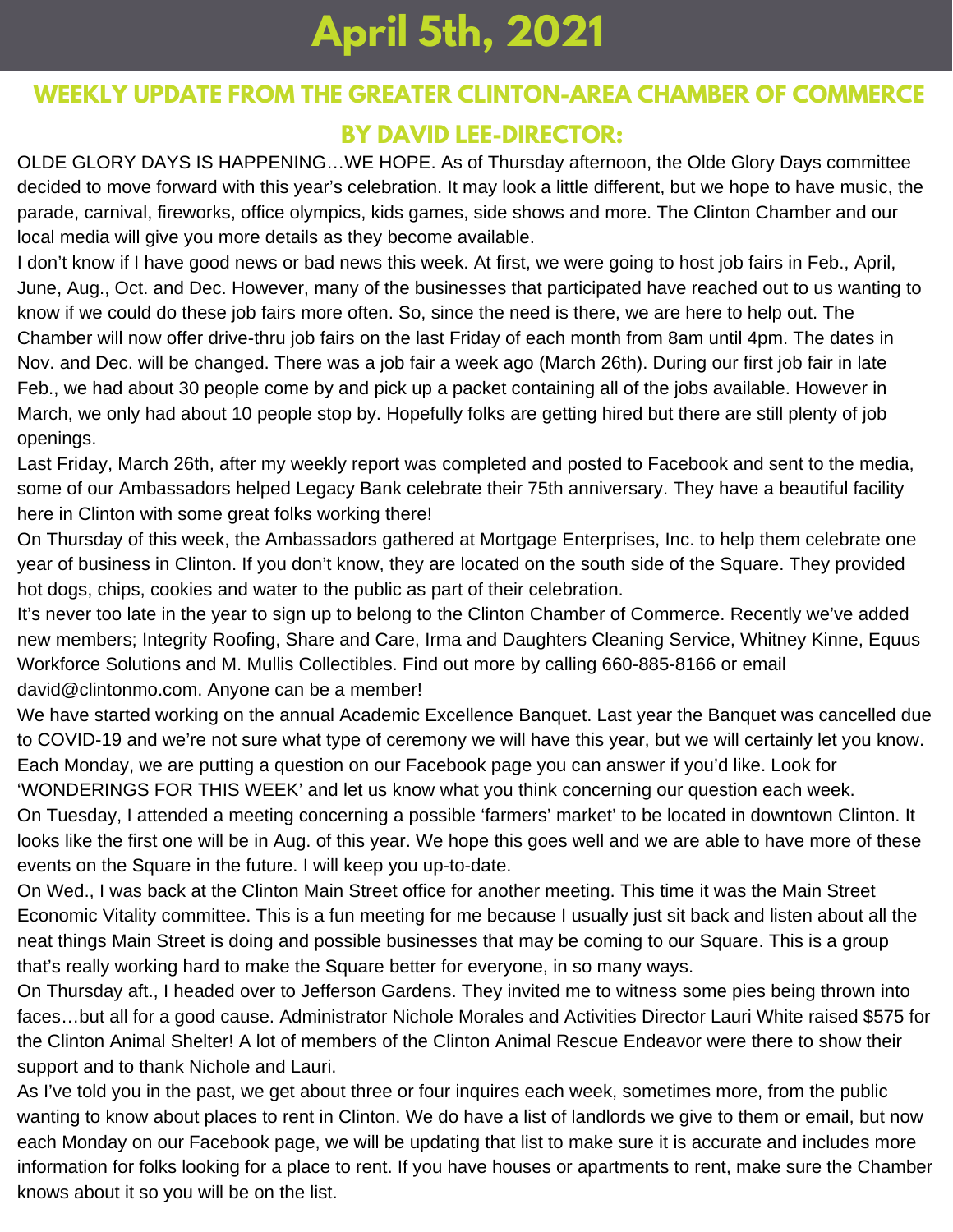# April 5th, 2021

## WEEKLY UPDATE FROM THE GREATER CLINTON-AREA CHAMBER OF COMMERCE BY DAVID LEE-DIRECTOR:

OLDE GLORY DAYS IS HAPPENING…WE HOPE. As of Thursday afternoon, the Olde Glory Days committee decided to move forward with this year's celebration. It may look a little different, but we hope to have music, the parade, carnival, fireworks, office olympics, kids games, side shows and more. The Clinton Chamber and our local media will give you more details as they become available.

I don't know if I have good news or bad news this week. At first, we were going to host job fairs in Feb., April, June, Aug., Oct. and Dec. However, many of the businesses that participated have reached out to us wanting to know if we could do these job fairs more often. So, since the need is there, we are here to help out. The Chamber will now offer drive-thru job fairs on the last Friday of each month from 8am until 4pm. The dates in Nov. and Dec. will be changed. There was a job fair a week ago (March 26th). During our first job fair in late Feb., we had about 30 people come by and pick up a packet containing all of the jobs available. However in March, we only had about 10 people stop by. Hopefully folks are getting hired but there are still plenty of job openings.

Last Friday, March 26th, after my weekly report was completed and posted to Facebook and sent to the media, some of our Ambassadors helped Legacy Bank celebrate their 75th anniversary. They have a beautiful facility here in Clinton with some great folks working there!

On Thursday of this week, the Ambassadors gathered at Mortgage Enterprises, Inc. to help them celebrate one year of business in Clinton. If you don't know, they are located on the south side of the Square. They provided hot dogs, chips, cookies and water to the public as part of their celebration.

It's never too late in the year to sign up to belong to the Clinton Chamber of Commerce. Recently we've added new members; Integrity Roofing, Share and Care, Irma and Daughters Cleaning Service, Whitney Kinne, Equus Workforce Solutions and M. Mullis Collectibles. Find out more by calling 660-885-8166 or email david@clintonmo.com. Anyone can be a member!

We have started working on the annual Academic Excellence Banquet. Last year the Banquet was cancelled due to COVID-19 and we're not sure what type of ceremony we will have this year, but we will certainly let you know.

Each Monday, we are putting a question on our Facebook page you can answer if you'd like. Look for 'WONDERINGS FOR THIS WEEK' and let us know what you think concerning our question each week.

On Tuesday, I attended a meeting concerning a possible 'farmers' market' to be located in downtown Clinton. It looks like the first one will be in Aug. of this year. We hope this goes well and we are able to have more of these events on the Square in the future. I will keep you up-to-date.

On Wed., I was back at the Clinton Main Street office for another meeting. This time it was the Main Street Economic Vitality committee. This is a fun meeting for me because I usually just sit back and listen about all the neat things Main Street is doing and possible businesses that may be coming to our Square. This is a group that's really working hard to make the Square better for everyone, in so many ways.

On Thursday aft., I headed over to Jefferson Gardens. They invited me to witness some pies being thrown into faces…but all for a good cause. Administrator Nichole Morales and Activities Director Lauri White raised $575 for the Clinton Animal Shelter! A lot of members of the Clinton Animal Rescue Endeavor were there to show their support and to thank Nichole and Lauri.

As I've told you in the past, we get about three or four inquires each week, sometimes more, from the public wanting to know about places to rent in Clinton. We do have a list of landlords we give to them or email, but now each Monday on our Facebook page, we will be updating that list to make sure it is accurate and includes more information for folks looking for a place to rent. If you have houses or apartments to rent, make sure the Chamber knows about it so you will be on the list.